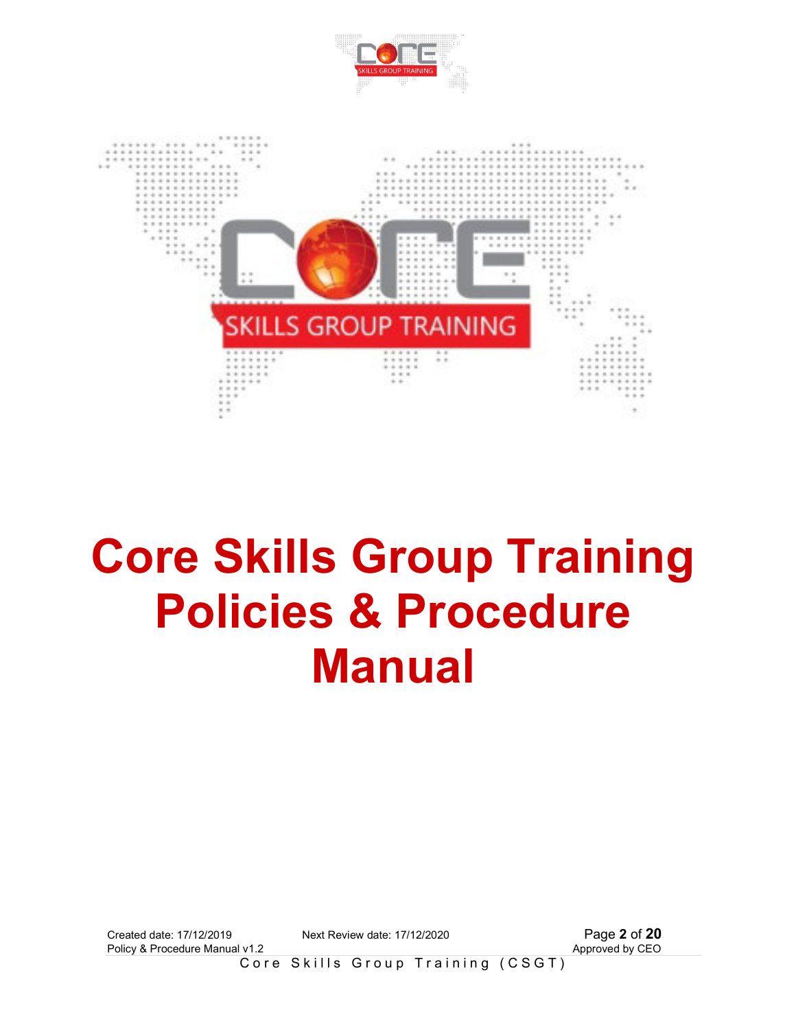# Core Skills Group Training Policies & Procedure Manual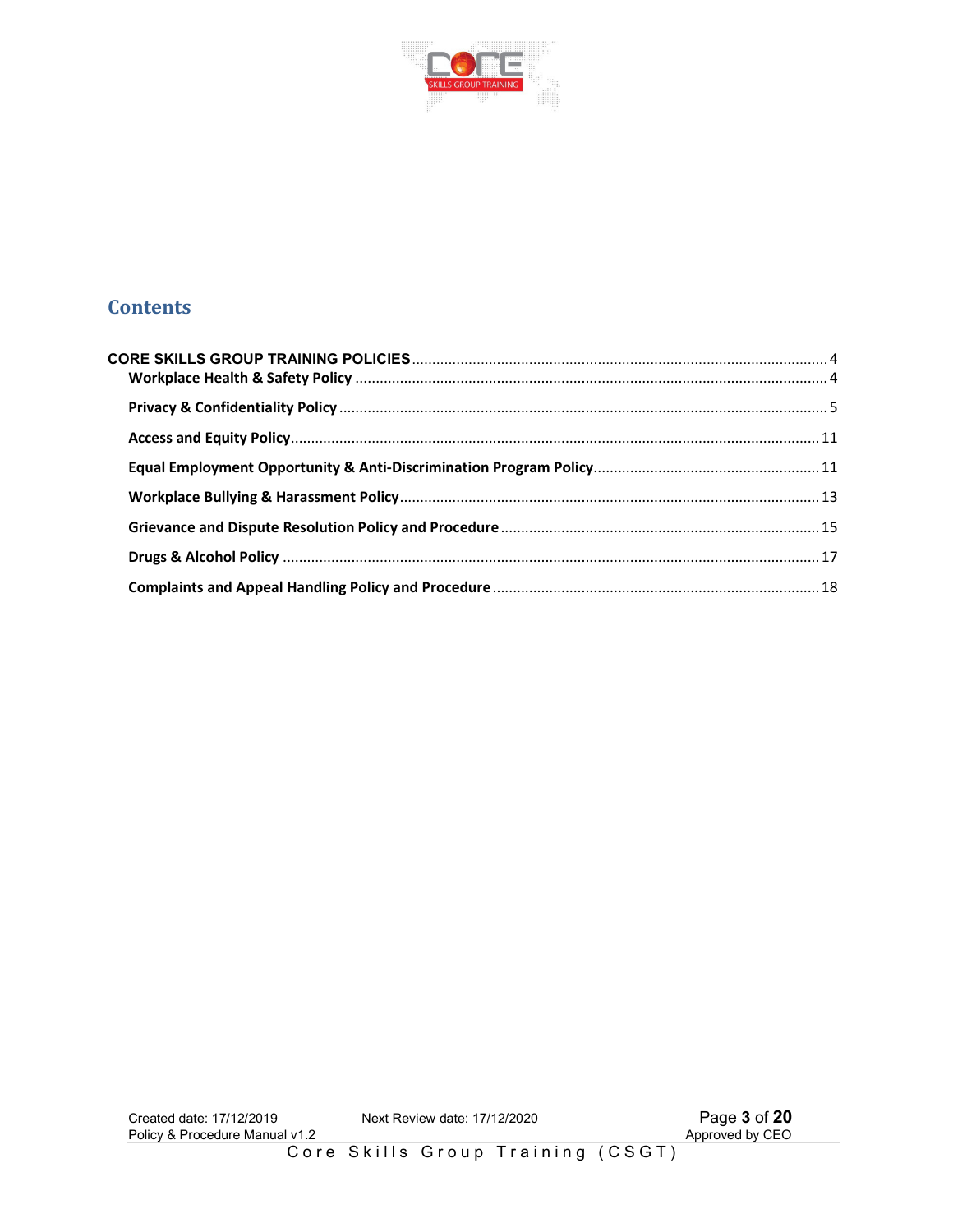# Contents

CORE SKILLS GROUP TRAINING POLICIES ........ 4

- Workplace Health & Safety Policy ........ 4
- Privacy & Confidentiality Policy ........ 5
- Access and Equity Policy ........ 11
- Equal Employment Opportunity & Anti-Discrimination Program Policy ........ 11
- Workplace Bullying & Harassment Policy ........ 13
- Grievance and Dispute Resolution Policy and Procedure ........ 15
- Drugs & Alcohol Policy ........ 17
- Complaints and Appeal Handling Policy and Procedure ........ 18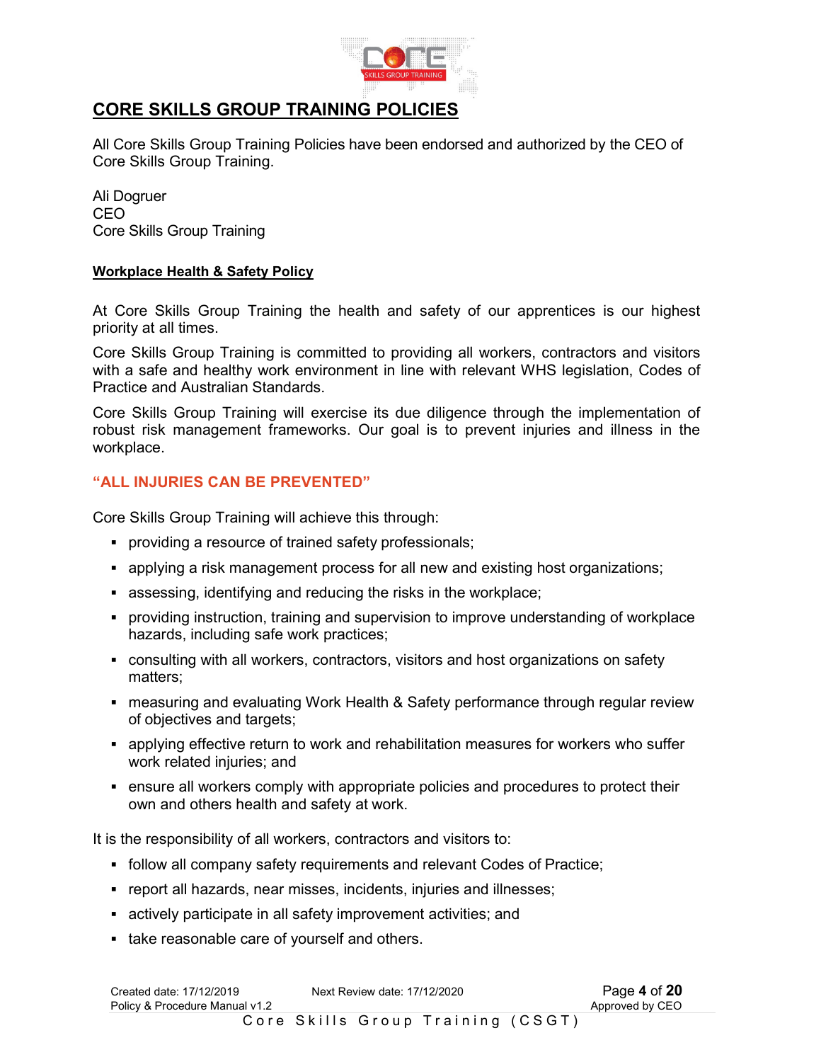# CORE SKILLS GROUP TRAINING POLICIES

All Core Skills Group Training Policies have been endorsed and authorized by the CEO of Core Skills Group Training.

Ali Dogruer
CEO
Core Skills Group Training

## Workplace Health & Safety Policy

At Core Skills Group Training the health and safety of our apprentices is our highest priority at all times.

Core Skills Group Training is committed to providing all workers, contractors and visitors with a safe and healthy work environment in line with relevant WHS legislation, Codes of Practice and Australian Standards.

Core Skills Group Training will exercise its due diligence through the implementation of robust risk management frameworks. Our goal is to prevent injuries and illness in the workplace.

**"ALL INJURIES CAN BE PREVENTED"**

Core Skills Group Training will achieve this through:

- providing a resource of trained safety professionals;
- applying a risk management process for all new and existing host organizations;
- assessing, identifying and reducing the risks in the workplace;
- providing instruction, training and supervision to improve understanding of workplace hazards, including safe work practices;
- consulting with all workers, contractors, visitors and host organizations on safety matters;
- measuring and evaluating Work Health & Safety performance through regular review of objectives and targets;
- applying effective return to work and rehabilitation measures for workers who suffer work related injuries; and
- ensure all workers comply with appropriate policies and procedures to protect their own and others health and safety at work.

It is the responsibility of all workers, contractors and visitors to:

- follow all company safety requirements and relevant Codes of Practice;
- report all hazards, near misses, incidents, injuries and illnesses;
- actively participate in all safety improvement activities; and
- take reasonable care of yourself and others.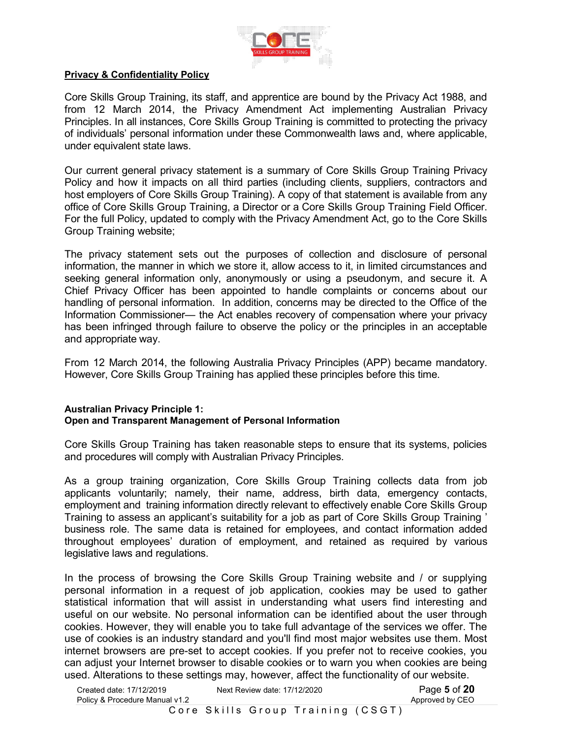**Privacy & Confidentiality Policy**

Core Skills Group Training, its staff, and apprentice are bound by the Privacy Act 1988, and from 12 March 2014, the Privacy Amendment Act implementing Australian Privacy Principles. In all instances, Core Skills Group Training is committed to protecting the privacy of individuals' personal information under these Commonwealth laws and, where applicable, under equivalent state laws.

Our current general privacy statement is a summary of Core Skills Group Training Privacy Policy and how it impacts on all third parties (including clients, suppliers, contractors and host employers of Core Skills Group Training). A copy of that statement is available from any office of Core Skills Group Training, a Director or a Core Skills Group Training Field Officer. For the full Policy, updated to comply with the Privacy Amendment Act, go to the Core Skills Group Training website;

The privacy statement sets out the purposes of collection and disclosure of personal information, the manner in which we store it, allow access to it, in limited circumstances and seeking general information only, anonymously or using a pseudonym, and secure it. A Chief Privacy Officer has been appointed to handle complaints or concerns about our handling of personal information. In addition, concerns may be directed to the Office of the Information Commissioner— the Act enables recovery of compensation where your privacy has been infringed through failure to observe the policy or the principles in an acceptable and appropriate way.

From 12 March 2014, the following Australia Privacy Principles (APP) became mandatory. However, Core Skills Group Training has applied these principles before this time.

**Australian Privacy Principle 1:**
**Open and Transparent Management of Personal Information**

Core Skills Group Training has taken reasonable steps to ensure that its systems, policies and procedures will comply with Australian Privacy Principles.

As a group training organization, Core Skills Group Training collects data from job applicants voluntarily; namely, their name, address, birth data, emergency contacts, employment and training information directly relevant to effectively enable Core Skills Group Training to assess an applicant's suitability for a job as part of Core Skills Group Training ' business role. The same data is retained for employees, and contact information added throughout employees' duration of employment, and retained as required by various legislative laws and regulations.

In the process of browsing the Core Skills Group Training website and / or supplying personal information in a request of job application, cookies may be used to gather statistical information that will assist in understanding what users find interesting and useful on our website. No personal information can be identified about the user through cookies. However, they will enable you to take full advantage of the services we offer. The use of cookies is an industry standard and you'll find most major websites use them. Most internet browsers are pre-set to accept cookies. If you prefer not to receive cookies, you can adjust your Internet browser to disable cookies or to warn you when cookies are being used. Alterations to these settings may, however, affect the functionality of our website.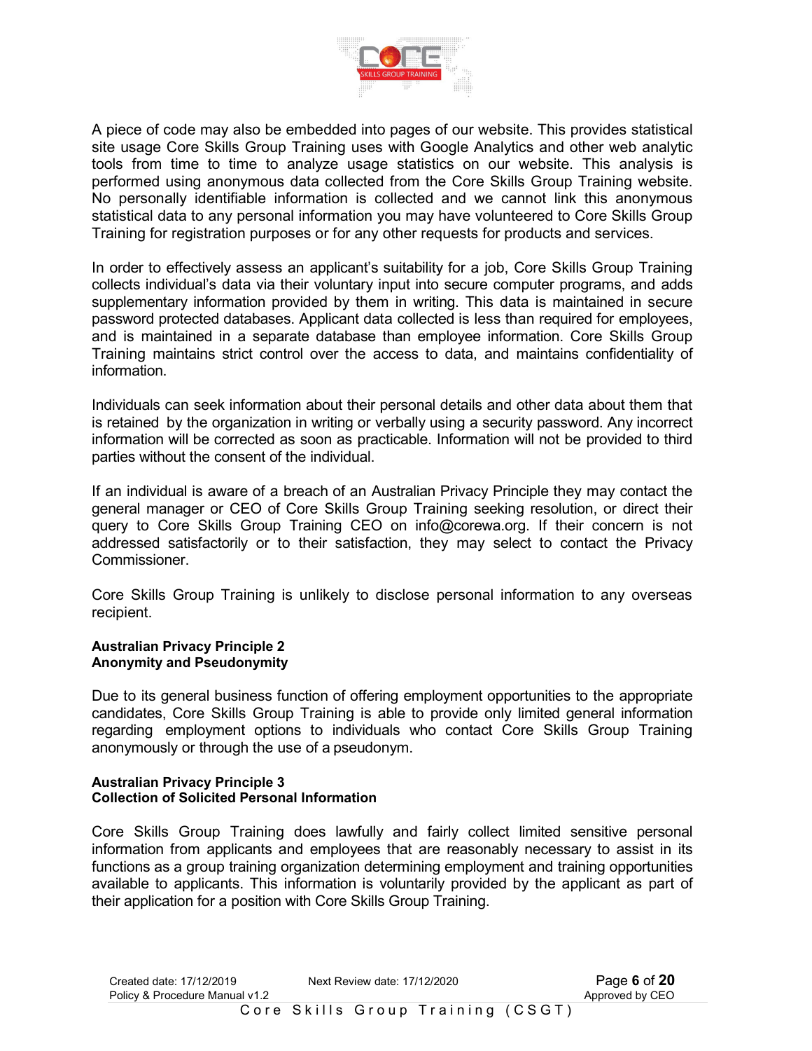A piece of code may also be embedded into pages of our website. This provides statistical site usage Core Skills Group Training uses with Google Analytics and other web analytic tools from time to time to analyze usage statistics on our website. This analysis is performed using anonymous data collected from the Core Skills Group Training website. No personally identifiable information is collected and we cannot link this anonymous statistical data to any personal information you may have volunteered to Core Skills Group Training for registration purposes or for any other requests for products and services.

In order to effectively assess an applicant's suitability for a job, Core Skills Group Training collects individual's data via their voluntary input into secure computer programs, and adds supplementary information provided by them in writing. This data is maintained in secure password protected databases. Applicant data collected is less than required for employees, and is maintained in a separate database than employee information. Core Skills Group Training maintains strict control over the access to data, and maintains confidentiality of information.

Individuals can seek information about their personal details and other data about them that is retained by the organization in writing or verbally using a security password. Any incorrect information will be corrected as soon as practicable. Information will not be provided to third parties without the consent of the individual.

If an individual is aware of a breach of an Australian Privacy Principle they may contact the general manager or CEO of Core Skills Group Training seeking resolution, or direct their query to Core Skills Group Training CEO on info@corewa.org. If their concern is not addressed satisfactorily or to their satisfaction, they may select to contact the Privacy Commissioner.

Core Skills Group Training is unlikely to disclose personal information to any overseas recipient.

**Australian Privacy Principle 2**
**Anonymity and Pseudonymity**

Due to its general business function of offering employment opportunities to the appropriate candidates, Core Skills Group Training is able to provide only limited general information regarding employment options to individuals who contact Core Skills Group Training anonymously or through the use of a pseudonym.

**Australian Privacy Principle 3**
**Collection of Solicited Personal Information**

Core Skills Group Training does lawfully and fairly collect limited sensitive personal information from applicants and employees that are reasonably necessary to assist in its functions as a group training organization determining employment and training opportunities available to applicants. This information is voluntarily provided by the applicant as part of their application for a position with Core Skills Group Training.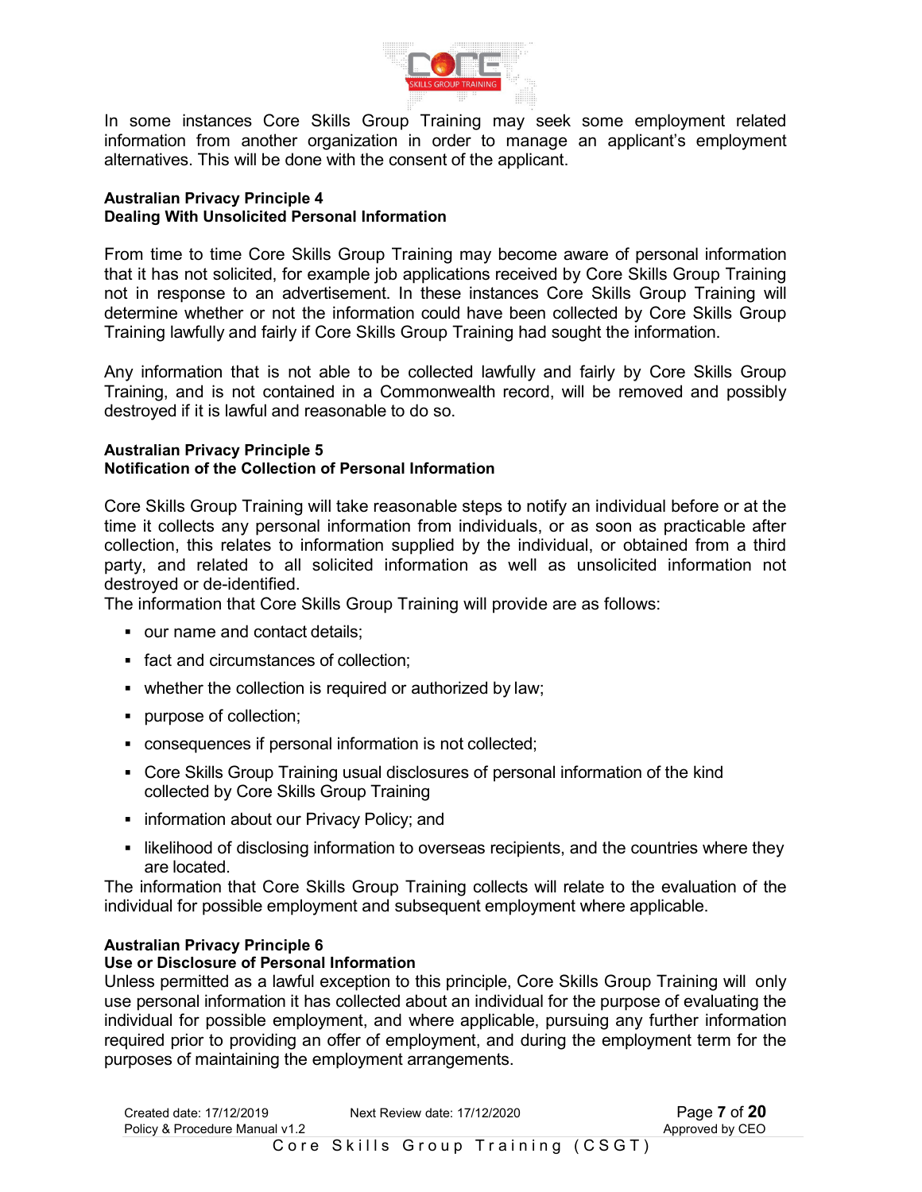In some instances Core Skills Group Training may seek some employment related information from another organization in order to manage an applicant's employment alternatives. This will be done with the consent of the applicant.

**Australian Privacy Principle 4**
**Dealing With Unsolicited Personal Information**

From time to time Core Skills Group Training may become aware of personal information that it has not solicited, for example job applications received by Core Skills Group Training not in response to an advertisement. In these instances Core Skills Group Training will determine whether or not the information could have been collected by Core Skills Group Training lawfully and fairly if Core Skills Group Training had sought the information.

Any information that is not able to be collected lawfully and fairly by Core Skills Group Training, and is not contained in a Commonwealth record, will be removed and possibly destroyed if it is lawful and reasonable to do so.

**Australian Privacy Principle 5**
**Notification of the Collection of Personal Information**

Core Skills Group Training will take reasonable steps to notify an individual before or at the time it collects any personal information from individuals, or as soon as practicable after collection, this relates to information supplied by the individual, or obtained from a third party, and related to all solicited information as well as unsolicited information not destroyed or de-identified.
The information that Core Skills Group Training will provide are as follows:

- our name and contact details;
- fact and circumstances of collection;
- whether the collection is required or authorized by law;
- purpose of collection;
- consequences if personal information is not collected;
- Core Skills Group Training usual disclosures of personal information of the kind collected by Core Skills Group Training
- information about our Privacy Policy; and
- likelihood of disclosing information to overseas recipients, and the countries where they are located.

The information that Core Skills Group Training collects will relate to the evaluation of the individual for possible employment and subsequent employment where applicable.

**Australian Privacy Principle 6**
**Use or Disclosure of Personal Information**
Unless permitted as a lawful exception to this principle, Core Skills Group Training will only use personal information it has collected about an individual for the purpose of evaluating the individual for possible employment, and where applicable, pursuing any further information required prior to providing an offer of employment, and during the employment term for the purposes of maintaining the employment arrangements.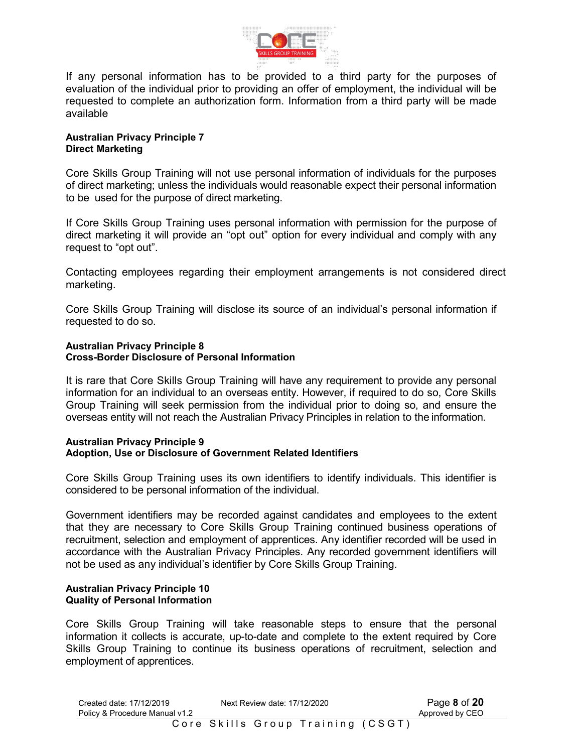If any personal information has to be provided to a third party for the purposes of evaluation of the individual prior to providing an offer of employment, the individual will be requested to complete an authorization form. Information from a third party will be made available

**Australian Privacy Principle 7**
**Direct Marketing**

Core Skills Group Training will not use personal information of individuals for the purposes of direct marketing; unless the individuals would reasonable expect their personal information to be used for the purpose of direct marketing.

If Core Skills Group Training uses personal information with permission for the purpose of direct marketing it will provide an "opt out" option for every individual and comply with any request to "opt out".

Contacting employees regarding their employment arrangements is not considered direct marketing.

Core Skills Group Training will disclose its source of an individual's personal information if requested to do so.

**Australian Privacy Principle 8**
**Cross-Border Disclosure of Personal Information**

It is rare that Core Skills Group Training will have any requirement to provide any personal information for an individual to an overseas entity. However, if required to do so, Core Skills Group Training will seek permission from the individual prior to doing so, and ensure the overseas entity will not reach the Australian Privacy Principles in relation to the information.

**Australian Privacy Principle 9**
**Adoption, Use or Disclosure of Government Related Identifiers**

Core Skills Group Training uses its own identifiers to identify individuals. This identifier is considered to be personal information of the individual.

Government identifiers may be recorded against candidates and employees to the extent that they are necessary to Core Skills Group Training continued business operations of recruitment, selection and employment of apprentices. Any identifier recorded will be used in accordance with the Australian Privacy Principles. Any recorded government identifiers will not be used as any individual's identifier by Core Skills Group Training.

**Australian Privacy Principle 10**
**Quality of Personal Information**

Core Skills Group Training will take reasonable steps to ensure that the personal information it collects is accurate, up-to-date and complete to the extent required by Core Skills Group Training to continue its business operations of recruitment, selection and employment of apprentices.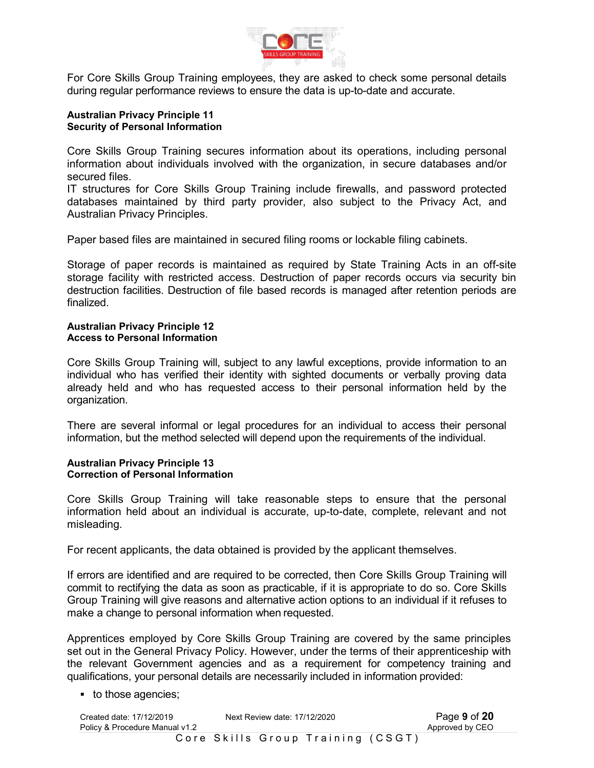For Core Skills Group Training employees, they are asked to check some personal details during regular performance reviews to ensure the data is up-to-date and accurate.

**Australian Privacy Principle 11**
**Security of Personal Information**

Core Skills Group Training secures information about its operations, including personal information about individuals involved with the organization, in secure databases and/or secured files.
IT structures for Core Skills Group Training include firewalls, and password protected databases maintained by third party provider, also subject to the Privacy Act, and Australian Privacy Principles.

Paper based files are maintained in secured filing rooms or lockable filing cabinets.

Storage of paper records is maintained as required by State Training Acts in an off-site storage facility with restricted access. Destruction of paper records occurs via security bin destruction facilities. Destruction of file based records is managed after retention periods are finalized.

**Australian Privacy Principle 12**
**Access to Personal Information**

Core Skills Group Training will, subject to any lawful exceptions, provide information to an individual who has verified their identity with sighted documents or verbally proving data already held and who has requested access to their personal information held by the organization.

There are several informal or legal procedures for an individual to access their personal information, but the method selected will depend upon the requirements of the individual.

**Australian Privacy Principle 13**
**Correction of Personal Information**

Core Skills Group Training will take reasonable steps to ensure that the personal information held about an individual is accurate, up-to-date, complete, relevant and not misleading.

For recent applicants, the data obtained is provided by the applicant themselves.

If errors are identified and are required to be corrected, then Core Skills Group Training will commit to rectifying the data as soon as practicable, if it is appropriate to do so. Core Skills Group Training will give reasons and alternative action options to an individual if it refuses to make a change to personal information when requested.

Apprentices employed by Core Skills Group Training are covered by the same principles set out in the General Privacy Policy. However, under the terms of their apprenticeship with the relevant Government agencies and as a requirement for competency training and qualifications, your personal details are necessarily included in information provided:

- to those agencies;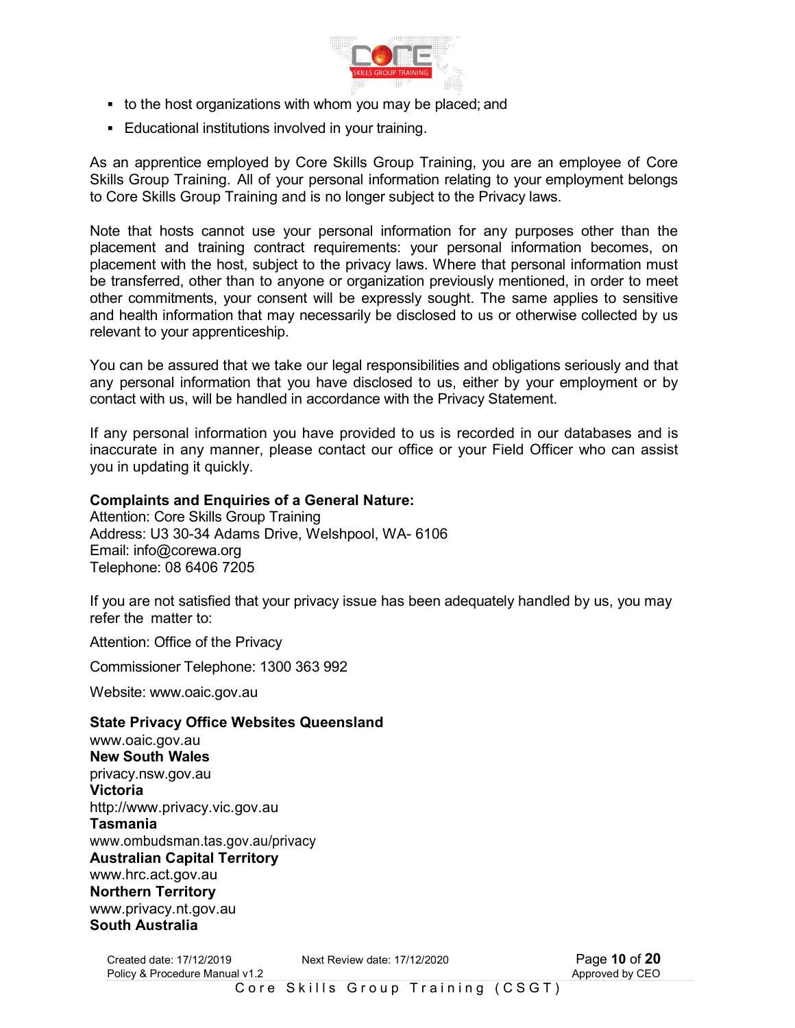- to the host organizations with whom you may be placed; and
- Educational institutions involved in your training.

As an apprentice employed by Core Skills Group Training, you are an employee of Core Skills Group Training. All of your personal information relating to your employment belongs to Core Skills Group Training and is no longer subject to the Privacy laws.

Note that hosts cannot use your personal information for any purposes other than the placement and training contract requirements: your personal information becomes, on placement with the host, subject to the privacy laws. Where that personal information must be transferred, other than to anyone or organization previously mentioned, in order to meet other commitments, your consent will be expressly sought. The same applies to sensitive and health information that may necessarily be disclosed to us or otherwise collected by us relevant to your apprenticeship.

You can be assured that we take our legal responsibilities and obligations seriously and that any personal information that you have disclosed to us, either by your employment or by contact with us, will be handled in accordance with the Privacy Statement.

If any personal information you have provided to us is recorded in our databases and is inaccurate in any manner, please contact our office or your Field Officer who can assist you in updating it quickly.

**Complaints and Enquiries of a General Nature:**
Attention: Core Skills Group Training
Address: U3 30-34 Adams Drive, Welshpool, WA- 6106
Email: info@corewa.org
Telephone: 08 6406 7205

If you are not satisfied that your privacy issue has been adequately handled by us, you may refer the matter to:

Attention: Office of the Privacy

Commissioner Telephone: 1300 363 992

Website: www.oaic.gov.au

**State Privacy Office Websites Queensland**
www.oaic.gov.au
**New South Wales**
privacy.nsw.gov.au
**Victoria**
http://www.privacy.vic.gov.au
**Tasmania**
www.ombudsman.tas.gov.au/privacy
**Australian Capital Territory**
www.hrc.act.gov.au
**Northern Territory**
www.privacy.nt.gov.au
**South Australia**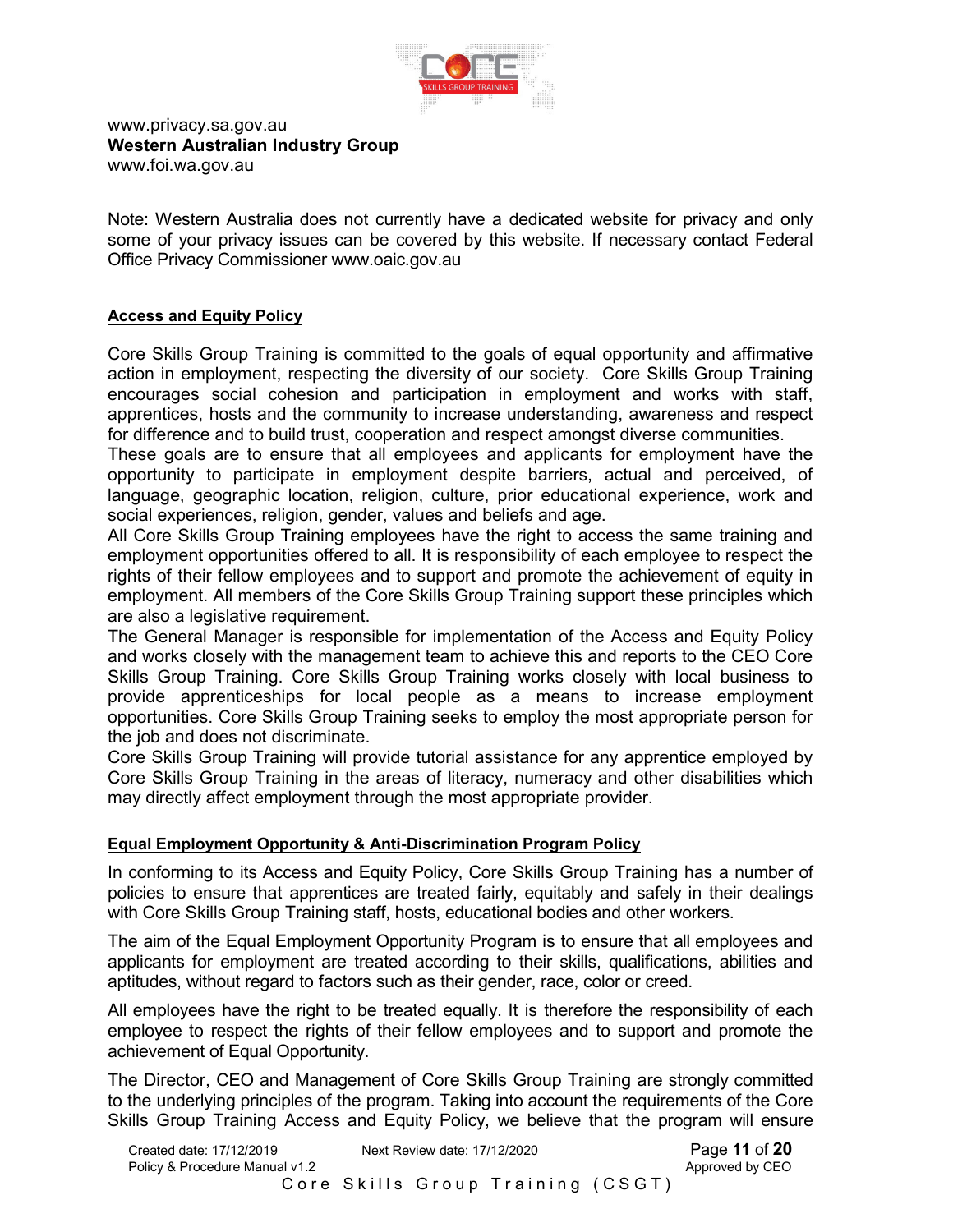www.privacy.sa.gov.au
**Western Australian Industry Group**
www.foi.wa.gov.au

Note: Western Australia does not currently have a dedicated website for privacy and only some of your privacy issues can be covered by this website. If necessary contact Federal Office Privacy Commissioner www.oaic.gov.au

**Access and Equity Policy**

Core Skills Group Training is committed to the goals of equal opportunity and affirmative action in employment, respecting the diversity of our society. Core Skills Group Training encourages social cohesion and participation in employment and works with staff, apprentices, hosts and the community to increase understanding, awareness and respect for difference and to build trust, cooperation and respect amongst diverse communities.
These goals are to ensure that all employees and applicants for employment have the opportunity to participate in employment despite barriers, actual and perceived, of language, geographic location, religion, culture, prior educational experience, work and social experiences, religion, gender, values and beliefs and age.
All Core Skills Group Training employees have the right to access the same training and employment opportunities offered to all. It is responsibility of each employee to respect the rights of their fellow employees and to support and promote the achievement of equity in employment. All members of the Core Skills Group Training support these principles which are also a legislative requirement.
The General Manager is responsible for implementation of the Access and Equity Policy and works closely with the management team to achieve this and reports to the CEO Core Skills Group Training. Core Skills Group Training works closely with local business to provide apprenticeships for local people as a means to increase employment opportunities. Core Skills Group Training seeks to employ the most appropriate person for the job and does not discriminate.
Core Skills Group Training will provide tutorial assistance for any apprentice employed by Core Skills Group Training in the areas of literacy, numeracy and other disabilities which may directly affect employment through the most appropriate provider.

**Equal Employment Opportunity & Anti-Discrimination Program Policy**

In conforming to its Access and Equity Policy, Core Skills Group Training has a number of policies to ensure that apprentices are treated fairly, equitably and safely in their dealings with Core Skills Group Training staff, hosts, educational bodies and other workers.

The aim of the Equal Employment Opportunity Program is to ensure that all employees and applicants for employment are treated according to their skills, qualifications, abilities and aptitudes, without regard to factors such as their gender, race, color or creed.

All employees have the right to be treated equally. It is therefore the responsibility of each employee to respect the rights of their fellow employees and to support and promote the achievement of Equal Opportunity.

The Director, CEO and Management of Core Skills Group Training are strongly committed to the underlying principles of the program. Taking into account the requirements of the Core Skills Group Training Access and Equity Policy, we believe that the program will ensure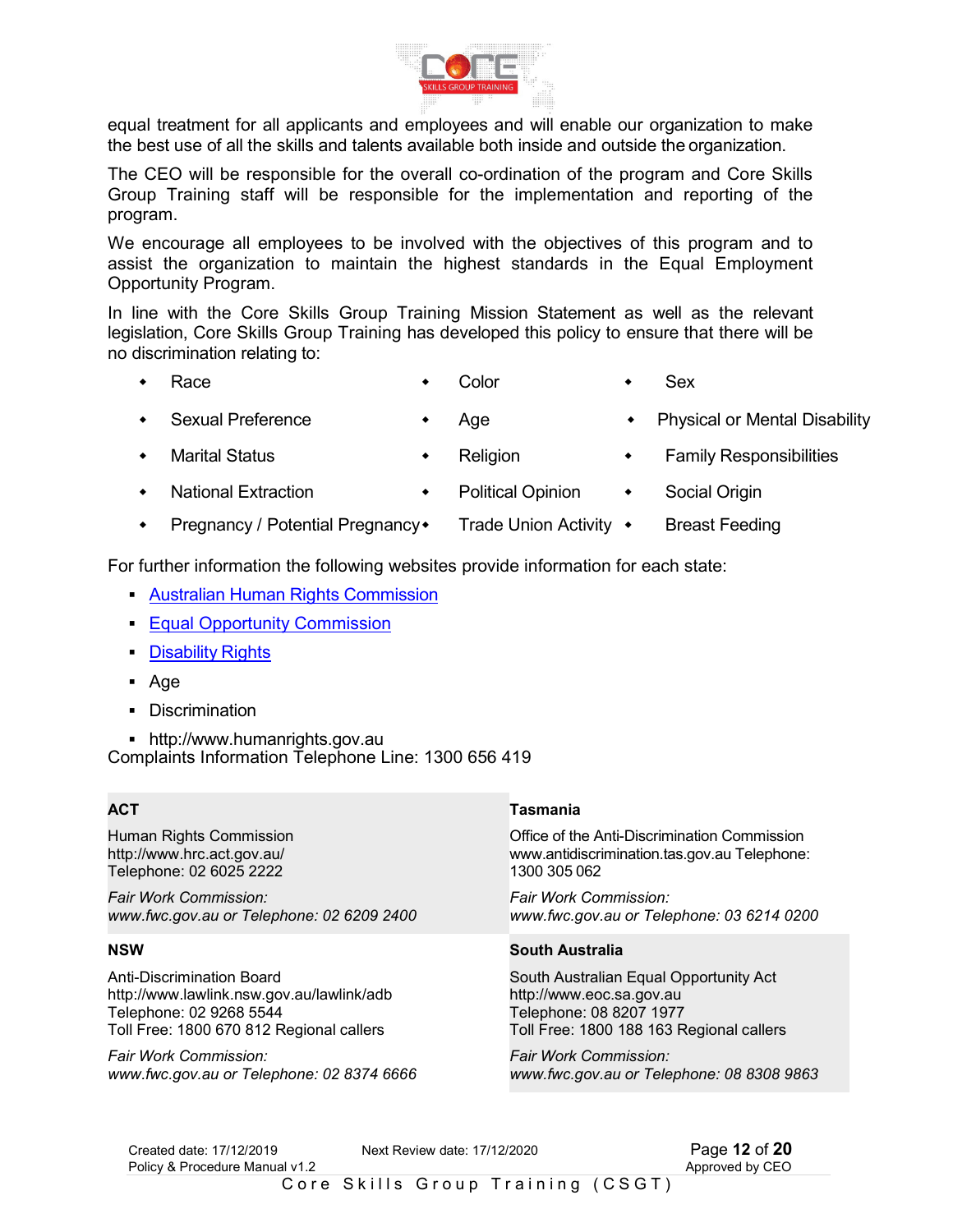equal treatment for all applicants and employees and will enable our organization to make the best use of all the skills and talents available both inside and outside the organization.

The CEO will be responsible for the overall co-ordination of the program and Core Skills Group Training staff will be responsible for the implementation and reporting of the program.

We encourage all employees to be involved with the objectives of this program and to assist the organization to maintain the highest standards in the Equal Employment Opportunity Program.

In line with the Core Skills Group Training Mission Statement as well as the relevant legislation, Core Skills Group Training has developed this policy to ensure that there will be no discrimination relating to:

- Race
- Color
- Sex
- Sexual Preference
- Age
- Physical or Mental Disability
- Marital Status
- Religion
- Family Responsibilities
- National Extraction
- Political Opinion
- Social Origin
- Pregnancy / Potential Pregnancy
- Trade Union Activity
- Breast Feeding

For further information the following websites provide information for each state:

- Australian Human Rights Commission
- Equal Opportunity Commission
- Disability Rights
- Age
- Discrimination
- http://www.humanrights.gov.au

Complaints Information Telephone Line: 1300 656 419

**ACT**

Human Rights Commission
http://www.hrc.act.gov.au/
Telephone: 02 6025 2222

*Fair Work Commission:*
*www.fwc.gov.au or Telephone: 02 6209 2400*

**Tasmania**

Office of the Anti-Discrimination Commission
www.antidiscrimination.tas.gov.au Telephone: 1300 305 062

*Fair Work Commission:*
*www.fwc.gov.au or Telephone: 03 6214 0200*

**NSW**

Anti-Discrimination Board
http://www.lawlink.nsw.gov.au/lawlink/adb
Telephone: 02 9268 5544
Toll Free: 1800 670 812 Regional callers

*Fair Work Commission:*
*www.fwc.gov.au or Telephone: 02 8374 6666*

**South Australia**

South Australian Equal Opportunity Act
http://www.eoc.sa.gov.au
Telephone: 08 8207 1977
Toll Free: 1800 188 163 Regional callers

*Fair Work Commission:*
*www.fwc.gov.au or Telephone: 08 8308 9863*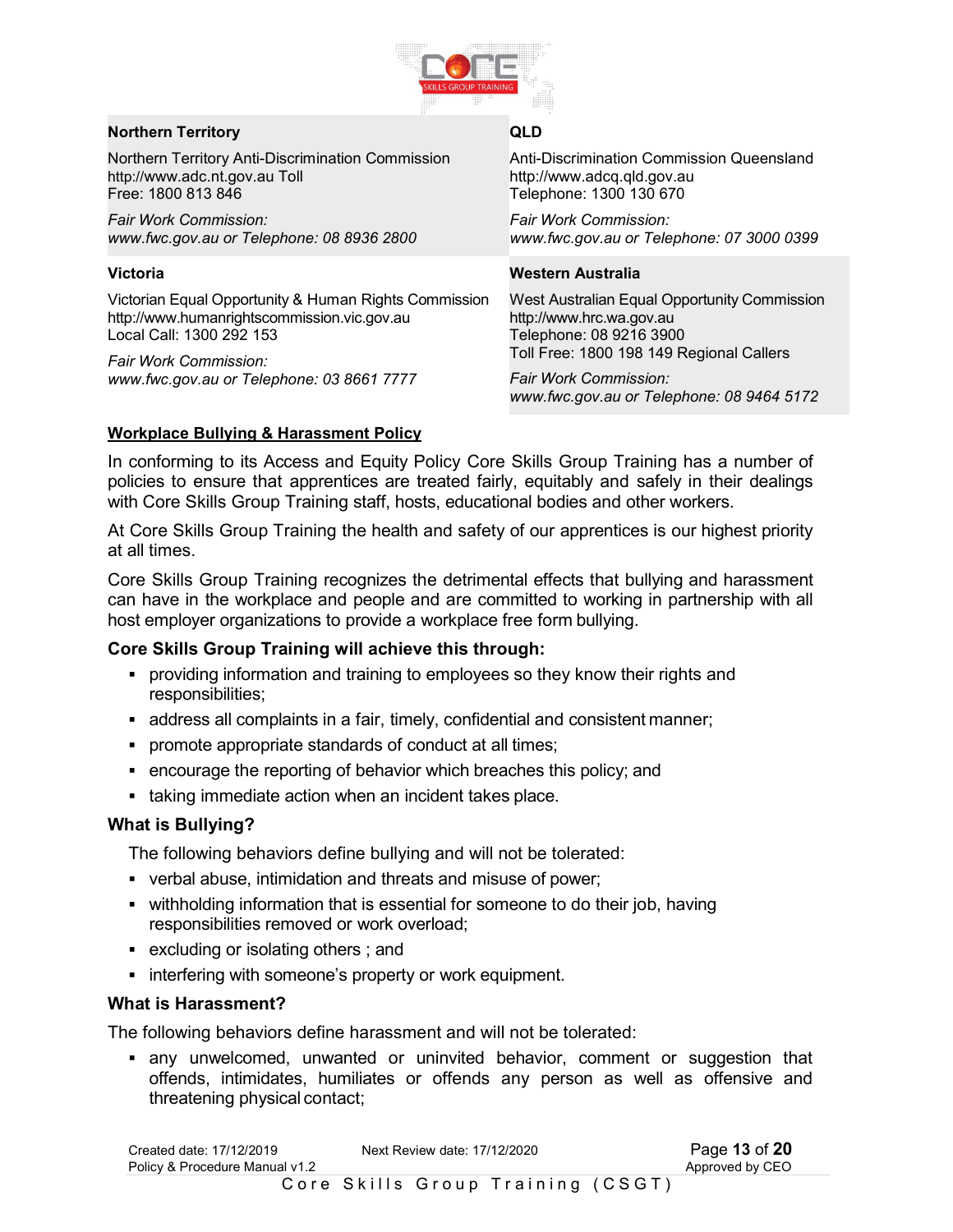**Northern Territory**

Northern Territory Anti-Discrimination Commission
http://www.adc.nt.gov.au Toll
Free: 1800 813 846

*Fair Work Commission:*
*www.fwc.gov.au or Telephone: 08 8936 2800*

**QLD**

Anti-Discrimination Commission Queensland
http://www.adcq.qld.gov.au
Telephone: 1300 130 670

*Fair Work Commission:*
*www.fwc.gov.au or Telephone: 07 3000 0399*

**Victoria**

Victorian Equal Opportunity & Human Rights Commission
http://www.humanrightscommission.vic.gov.au
Local Call: 1300 292 153

*Fair Work Commission:*
*www.fwc.gov.au or Telephone: 03 8661 7777*

**Western Australia**

West Australian Equal Opportunity Commission
http://www.hrc.wa.gov.au
Telephone: 08 9216 3900
Toll Free: 1800 198 149 Regional Callers

*Fair Work Commission:*
*www.fwc.gov.au or Telephone: 08 9464 5172*

## Workplace Bullying & Harassment Policy

In conforming to its Access and Equity Policy Core Skills Group Training has a number of policies to ensure that apprentices are treated fairly, equitably and safely in their dealings with Core Skills Group Training staff, hosts, educational bodies and other workers.

At Core Skills Group Training the health and safety of our apprentices is our highest priority at all times.

Core Skills Group Training recognizes the detrimental effects that bullying and harassment can have in the workplace and people and are committed to working in partnership with all host employer organizations to provide a workplace free form bullying.

### Core Skills Group Training will achieve this through:

- providing information and training to employees so they know their rights and responsibilities;
- address all complaints in a fair, timely, confidential and consistent manner;
- promote appropriate standards of conduct at all times;
- encourage the reporting of behavior which breaches this policy; and
- taking immediate action when an incident takes place.

### What is Bullying?

The following behaviors define bullying and will not be tolerated:

- verbal abuse, intimidation and threats and misuse of power;
- withholding information that is essential for someone to do their job, having responsibilities removed or work overload;
- excluding or isolating others ; and
- interfering with someone's property or work equipment.

### What is Harassment?

The following behaviors define harassment and will not be tolerated:

- any unwelcomed, unwanted or uninvited behavior, comment or suggestion that offends, intimidates, humiliates or offends any person as well as offensive and threatening physical contact;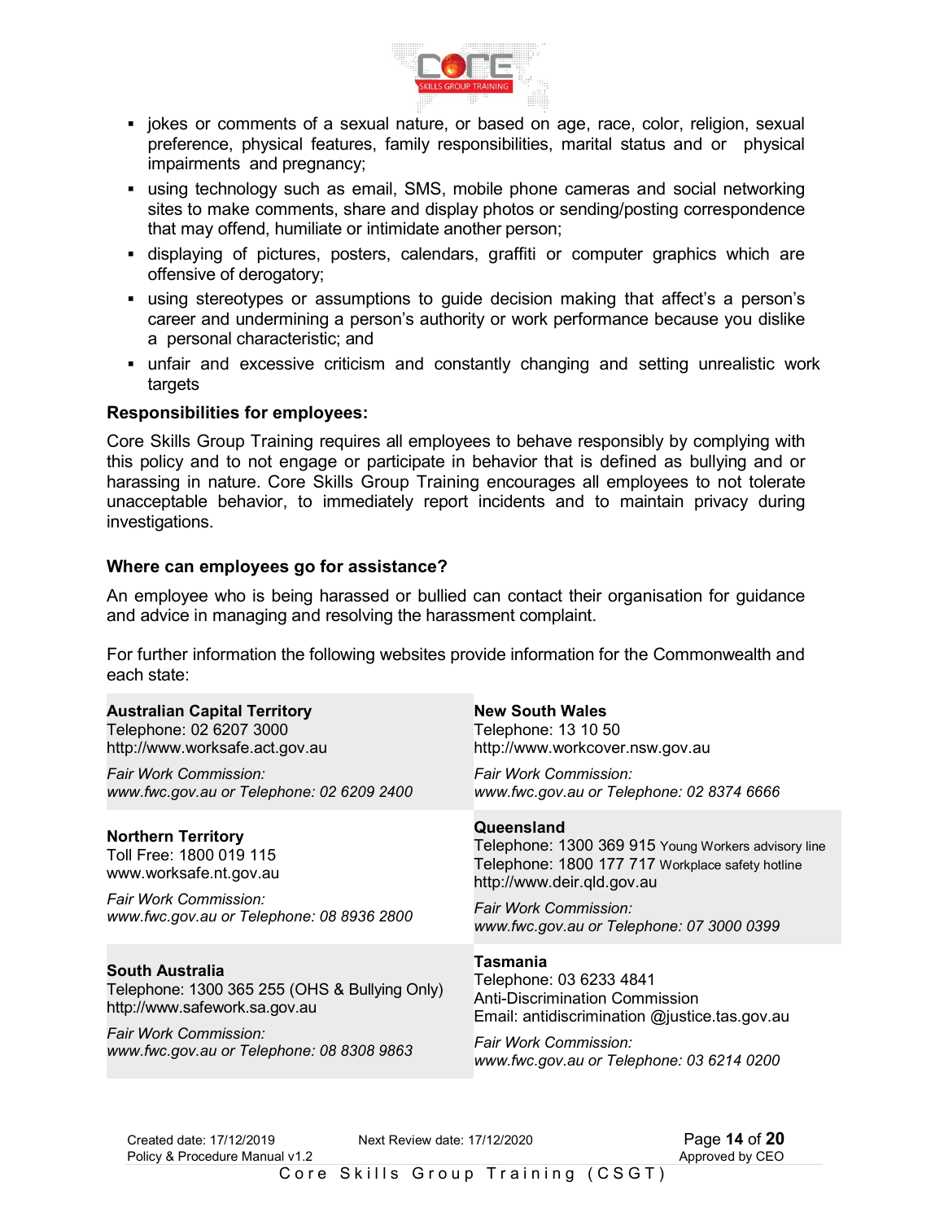- jokes or comments of a sexual nature, or based on age, race, color, religion, sexual preference, physical features, family responsibilities, marital status and or physical impairments and pregnancy;
- using technology such as email, SMS, mobile phone cameras and social networking sites to make comments, share and display photos or sending/posting correspondence that may offend, humiliate or intimidate another person;
- displaying of pictures, posters, calendars, graffiti or computer graphics which are offensive of derogatory;
- using stereotypes or assumptions to guide decision making that affect's a person's career and undermining a person's authority or work performance because you dislike a personal characteristic; and
- unfair and excessive criticism and constantly changing and setting unrealistic work targets

**Responsibilities for employees:**

Core Skills Group Training requires all employees to behave responsibly by complying with this policy and to not engage or participate in behavior that is defined as bullying and or harassing in nature. Core Skills Group Training encourages all employees to not tolerate unacceptable behavior, to immediately report incidents and to maintain privacy during investigations.

**Where can employees go for assistance?**

An employee who is being harassed or bullied can contact their organisation for guidance and advice in managing and resolving the harassment complaint.

For further information the following websites provide information for the Commonwealth and each state:

| | |
|---|---|
| **Australian Capital Territory**<br>Telephone: 02 6207 3000<br>http://www.worksafe.act.gov.au<br>*Fair Work Commission:*<br>*www.fwc.gov.au or Telephone: 02 6209 2400* | **New South Wales**<br>Telephone: 13 10 50<br>http://www.workcover.nsw.gov.au<br>*Fair Work Commission:*<br>*www.fwc.gov.au or Telephone: 02 8374 6666* |
| **Northern Territory**<br>Toll Free: 1800 019 115<br>www.worksafe.nt.gov.au<br>*Fair Work Commission:*<br>*www.fwc.gov.au or Telephone: 08 8936 2800* | **Queensland**<br>Telephone: 1300 369 915 Young Workers advisory line<br>Telephone: 1800 177 717 Workplace safety hotline<br>http://www.deir.qld.gov.au<br>*Fair Work Commission:*<br>*www.fwc.gov.au or Telephone: 07 3000 0399* |
| **South Australia**<br>Telephone: 1300 365 255 (OHS & Bullying Only)<br>http://www.safework.sa.gov.au<br>*Fair Work Commission:*<br>*www.fwc.gov.au or Telephone: 08 8308 9863* | **Tasmania**<br>Telephone: 03 6233 4841<br>Anti-Discrimination Commission<br>Email: antidiscrimination @justice.tas.gov.au<br>*Fair Work Commission:*<br>*www.fwc.gov.au or Telephone: 03 6214 0200* |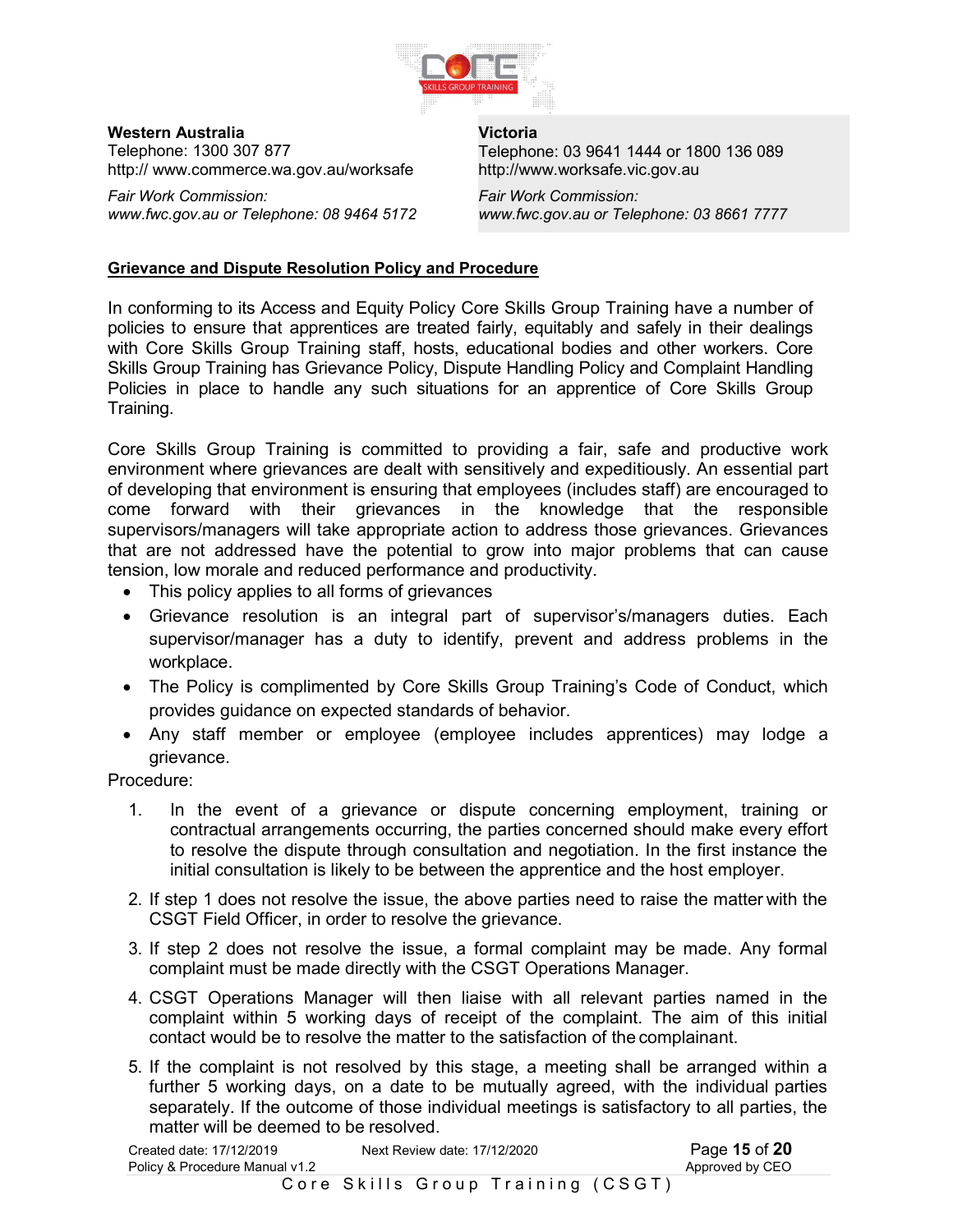**Western Australia**
Telephone: 1300 307 877
http:// www.commerce.wa.gov.au/worksafe

*Fair Work Commission:*
*www.fwc.gov.au or Telephone: 08 9464 5172*

**Victoria**
Telephone: 03 9641 1444 or 1800 136 089
http://www.worksafe.vic.gov.au

*Fair Work Commission:*
*www.fwc.gov.au or Telephone: 03 8661 7777*

## Grievance and Dispute Resolution Policy and Procedure

In conforming to its Access and Equity Policy Core Skills Group Training have a number of policies to ensure that apprentices are treated fairly, equitably and safely in their dealings with Core Skills Group Training staff, hosts, educational bodies and other workers. Core Skills Group Training has Grievance Policy, Dispute Handling Policy and Complaint Handling Policies in place to handle any such situations for an apprentice of Core Skills Group Training.

Core Skills Group Training is committed to providing a fair, safe and productive work environment where grievances are dealt with sensitively and expeditiously. An essential part of developing that environment is ensuring that employees (includes staff) are encouraged to come forward with their grievances in the knowledge that the responsible supervisors/managers will take appropriate action to address those grievances. Grievances that are not addressed have the potential to grow into major problems that can cause tension, low morale and reduced performance and productivity.

- This policy applies to all forms of grievances
- Grievance resolution is an integral part of supervisor's/managers duties. Each supervisor/manager has a duty to identify, prevent and address problems in the workplace.
- The Policy is complimented by Core Skills Group Training's Code of Conduct, which provides guidance on expected standards of behavior.
- Any staff member or employee (employee includes apprentices) may lodge a grievance.

Procedure:

1. In the event of a grievance or dispute concerning employment, training or contractual arrangements occurring, the parties concerned should make every effort to resolve the dispute through consultation and negotiation. In the first instance the initial consultation is likely to be between the apprentice and the host employer.
2. If step 1 does not resolve the issue, the above parties need to raise the matter with the CSGT Field Officer, in order to resolve the grievance.
3. If step 2 does not resolve the issue, a formal complaint may be made. Any formal complaint must be made directly with the CSGT Operations Manager.
4. CSGT Operations Manager will then liaise with all relevant parties named in the complaint within 5 working days of receipt of the complaint. The aim of this initial contact would be to resolve the matter to the satisfaction of the complainant.
5. If the complaint is not resolved by this stage, a meeting shall be arranged within a further 5 working days, on a date to be mutually agreed, with the individual parties separately. If the outcome of those individual meetings is satisfactory to all parties, the matter will be deemed to be resolved.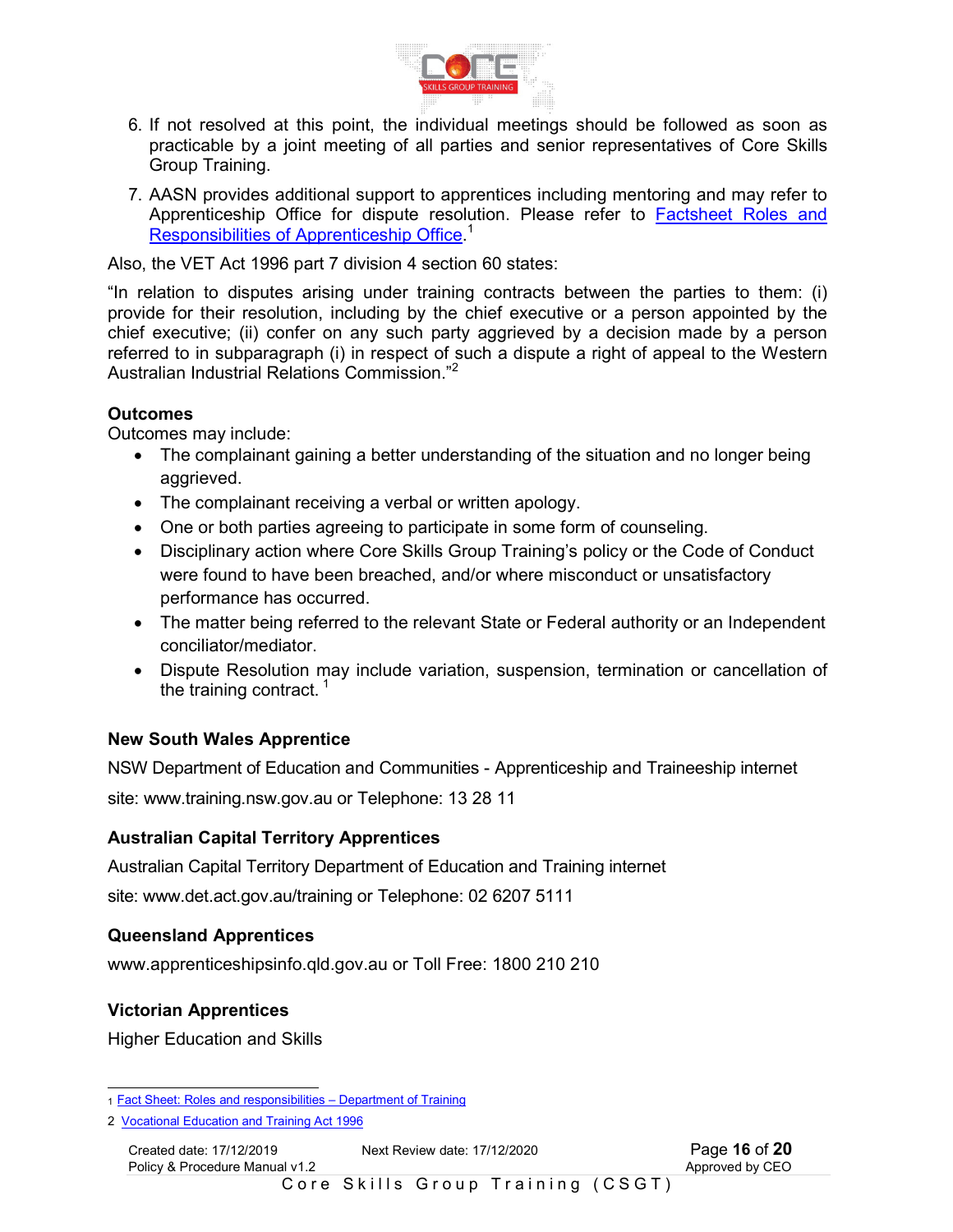6. If not resolved at this point, the individual meetings should be followed as soon as practicable by a joint meeting of all parties and senior representatives of Core Skills Group Training.
7. AASN provides additional support to apprentices including mentoring and may refer to Apprenticeship Office for dispute resolution. Please refer to [Factsheet Roles and Responsibilities of Apprenticeship Office].[1]

Also, the VET Act 1996 part 7 division 4 section 60 states:

"In relation to disputes arising under training contracts between the parties to them: (i) provide for their resolution, including by the chief executive or a person appointed by the chief executive; (ii) confer on any such party aggrieved by a decision made by a person referred to in subparagraph (i) in respect of such a dispute a right of appeal to the Western Australian Industrial Relations Commission."[2]

**Outcomes**

Outcomes may include:

- The complainant gaining a better understanding of the situation and no longer being aggrieved.
- The complainant receiving a verbal or written apology.
- One or both parties agreeing to participate in some form of counseling.
- Disciplinary action where Core Skills Group Training's policy or the Code of Conduct were found to have been breached, and/or where misconduct or unsatisfactory performance has occurred.
- The matter being referred to the relevant State or Federal authority or an Independent conciliator/mediator.
- Dispute Resolution may include variation, suspension, termination or cancellation of the training contract. [1]

**New South Wales Apprentice**

NSW Department of Education and Communities - Apprenticeship and Traineeship internet site: www.training.nsw.gov.au or Telephone: 13 28 11

**Australian Capital Territory Apprentices**

Australian Capital Territory Department of Education and Training internet site: www.det.act.gov.au/training or Telephone: 02 6207 5111

**Queensland Apprentices**

www.apprenticeshipsinfo.qld.gov.au or Toll Free: 1800 210 210

**Victorian Apprentices**

Higher Education and Skills

---

1 Fact Sheet: Roles and responsibilities – Department of Training

2 Vocational Education and Training Act 1996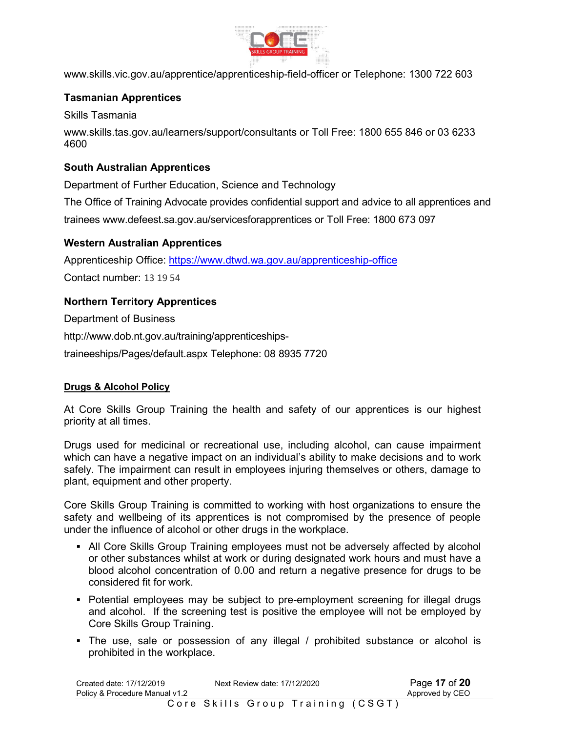www.skills.vic.gov.au/apprentice/apprenticeship-field-officer or Telephone: 1300 722 603

### Tasmanian Apprentices

Skills Tasmania

www.skills.tas.gov.au/learners/support/consultants or Toll Free: 1800 655 846 or 03 6233 4600

### South Australian Apprentices

Department of Further Education, Science and Technology

The Office of Training Advocate provides confidential support and advice to all apprentices and trainees www.defeest.sa.gov.au/servicesforapprentices or Toll Free: 1800 673 097

### Western Australian Apprentices

Apprenticeship Office: [https://www.dtwd.wa.gov.au/apprenticeship-office](https://www.dtwd.wa.gov.au/apprenticeship-office)

Contact number: 13 19 54

### Northern Territory Apprentices

Department of Business

http://www.dob.nt.gov.au/training/apprenticeships-traineeships/Pages/default.aspx Telephone: 08 8935 7720

## Drugs & Alcohol Policy

At Core Skills Group Training the health and safety of our apprentices is our highest priority at all times.

Drugs used for medicinal or recreational use, including alcohol, can cause impairment which can have a negative impact on an individual's ability to make decisions and to work safely. The impairment can result in employees injuring themselves or others, damage to plant, equipment and other property.

Core Skills Group Training is committed to working with host organizations to ensure the safety and wellbeing of its apprentices is not compromised by the presence of people under the influence of alcohol or other drugs in the workplace.

- All Core Skills Group Training employees must not be adversely affected by alcohol or other substances whilst at work or during designated work hours and must have a blood alcohol concentration of 0.00 and return a negative presence for drugs to be considered fit for work.
- Potential employees may be subject to pre-employment screening for illegal drugs and alcohol. If the screening test is positive the employee will not be employed by Core Skills Group Training.
- The use, sale or possession of any illegal / prohibited substance or alcohol is prohibited in the workplace.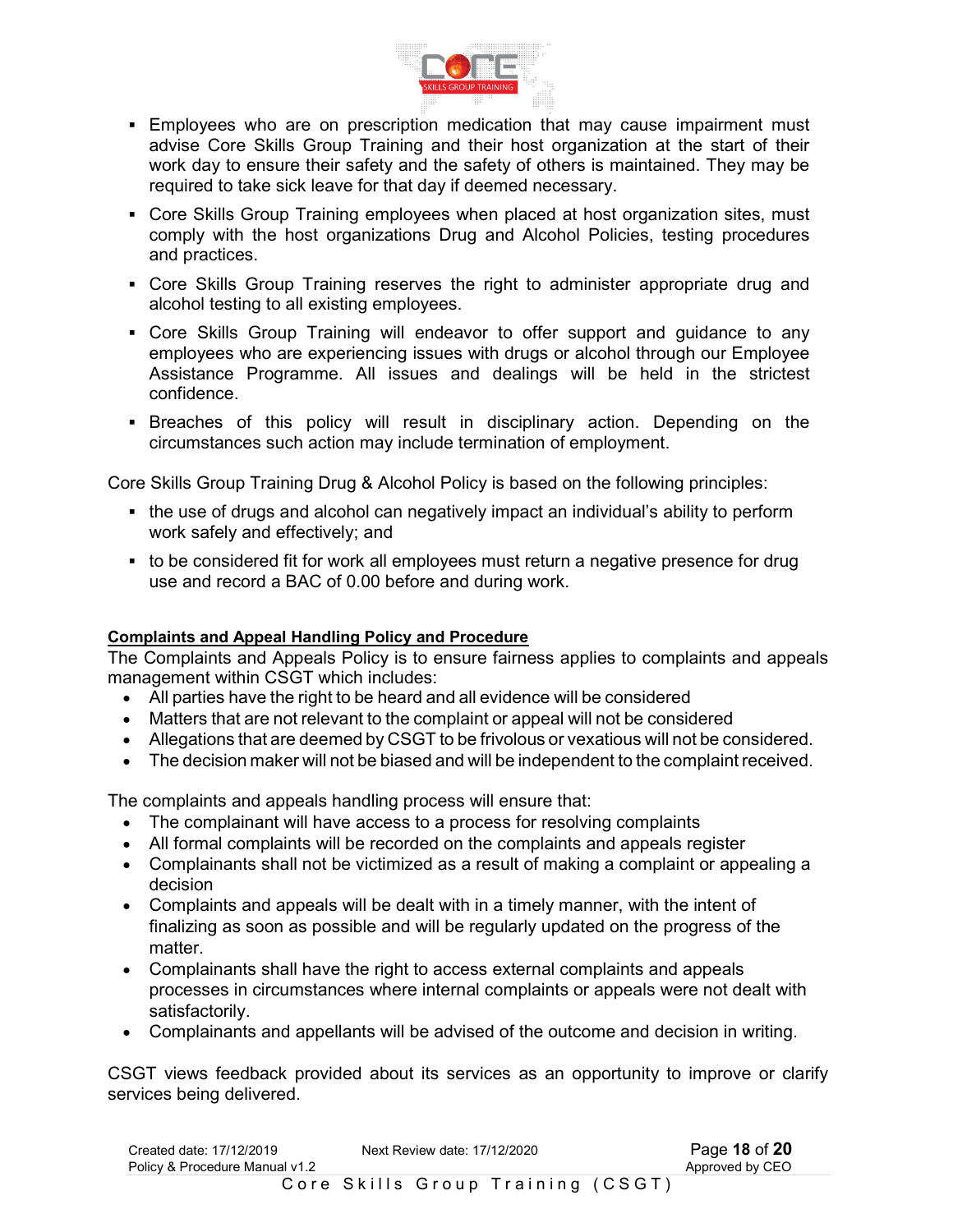- Employees who are on prescription medication that may cause impairment must advise Core Skills Group Training and their host organization at the start of their work day to ensure their safety and the safety of others is maintained. They may be required to take sick leave for that day if deemed necessary.
- Core Skills Group Training employees when placed at host organization sites, must comply with the host organizations Drug and Alcohol Policies, testing procedures and practices.
- Core Skills Group Training reserves the right to administer appropriate drug and alcohol testing to all existing employees.
- Core Skills Group Training will endeavor to offer support and guidance to any employees who are experiencing issues with drugs or alcohol through our Employee Assistance Programme. All issues and dealings will be held in the strictest confidence.
- Breaches of this policy will result in disciplinary action. Depending on the circumstances such action may include termination of employment.

Core Skills Group Training Drug & Alcohol Policy is based on the following principles:

- the use of drugs and alcohol can negatively impact an individual's ability to perform work safely and effectively; and
- to be considered fit for work all employees must return a negative presence for drug use and record a BAC of 0.00 before and during work.

## Complaints and Appeal Handling Policy and Procedure

The Complaints and Appeals Policy is to ensure fairness applies to complaints and appeals management within CSGT which includes:

- All parties have the right to be heard and all evidence will be considered
- Matters that are not relevant to the complaint or appeal will not be considered
- Allegations that are deemed by CSGT to be frivolous or vexatious will not be considered.
- The decision maker will not be biased and will be independent to the complaint received.

The complaints and appeals handling process will ensure that:

- The complainant will have access to a process for resolving complaints
- All formal complaints will be recorded on the complaints and appeals register
- Complainants shall not be victimized as a result of making a complaint or appealing a decision
- Complaints and appeals will be dealt with in a timely manner, with the intent of finalizing as soon as possible and will be regularly updated on the progress of the matter.
- Complainants shall have the right to access external complaints and appeals processes in circumstances where internal complaints or appeals were not dealt with satisfactorily.
- Complainants and appellants will be advised of the outcome and decision in writing.

CSGT views feedback provided about its services as an opportunity to improve or clarify services being delivered.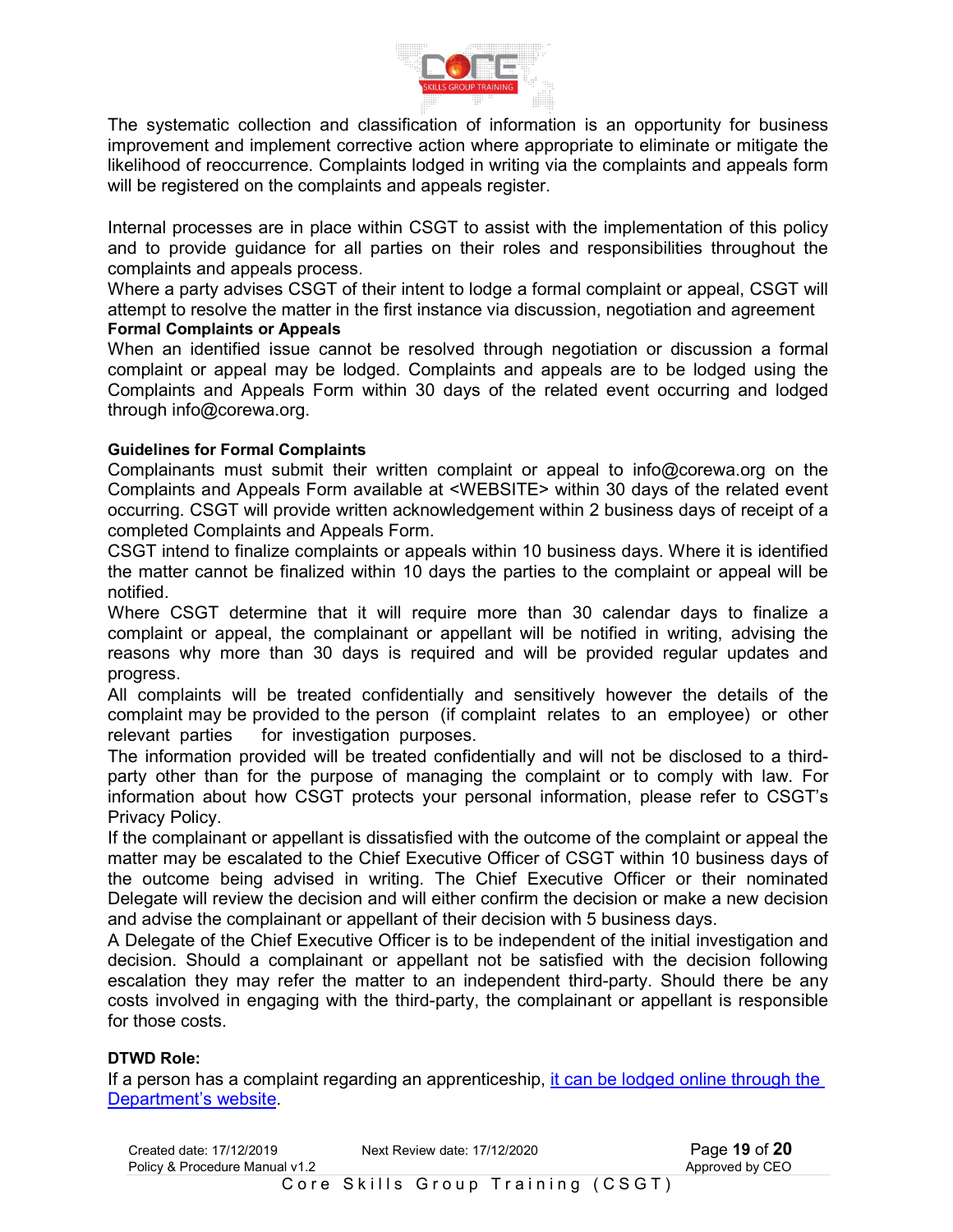The systematic collection and classification of information is an opportunity for business improvement and implement corrective action where appropriate to eliminate or mitigate the likelihood of reoccurrence. Complaints lodged in writing via the complaints and appeals form will be registered on the complaints and appeals register.

Internal processes are in place within CSGT to assist with the implementation of this policy and to provide guidance for all parties on their roles and responsibilities throughout the complaints and appeals process.

Where a party advises CSGT of their intent to lodge a formal complaint or appeal, CSGT will attempt to resolve the matter in the first instance via discussion, negotiation and agreement

**Formal Complaints or Appeals**

When an identified issue cannot be resolved through negotiation or discussion a formal complaint or appeal may be lodged. Complaints and appeals are to be lodged using the Complaints and Appeals Form within 30 days of the related event occurring and lodged through info@corewa.org.

**Guidelines for Formal Complaints**

Complainants must submit their written complaint or appeal to info@corewa.org on the Complaints and Appeals Form available at <WEBSITE> within 30 days of the related event occurring. CSGT will provide written acknowledgement within 2 business days of receipt of a completed Complaints and Appeals Form.

CSGT intend to finalize complaints or appeals within 10 business days. Where it is identified the matter cannot be finalized within 10 days the parties to the complaint or appeal will be notified.

Where CSGT determine that it will require more than 30 calendar days to finalize a complaint or appeal, the complainant or appellant will be notified in writing, advising the reasons why more than 30 days is required and will be provided regular updates and progress.

All complaints will be treated confidentially and sensitively however the details of the complaint may be provided to the person (if complaint relates to an employee) or other relevant parties for investigation purposes.

The information provided will be treated confidentially and will not be disclosed to a third-party other than for the purpose of managing the complaint or to comply with law. For information about how CSGT protects your personal information, please refer to CSGT's Privacy Policy.

If the complainant or appellant is dissatisfied with the outcome of the complaint or appeal the matter may be escalated to the Chief Executive Officer of CSGT within 10 business days of the outcome being advised in writing. The Chief Executive Officer or their nominated Delegate will review the decision and will either confirm the decision or make a new decision and advise the complainant or appellant of their decision with 5 business days.

A Delegate of the Chief Executive Officer is to be independent of the initial investigation and decision. Should a complainant or appellant not be satisfied with the decision following escalation they may refer the matter to an independent third-party. Should there be any costs involved in engaging with the third-party, the complainant or appellant is responsible for those costs.

**DTWD Role:**

If a person has a complaint regarding an apprenticeship, it can be lodged online through the Department's website.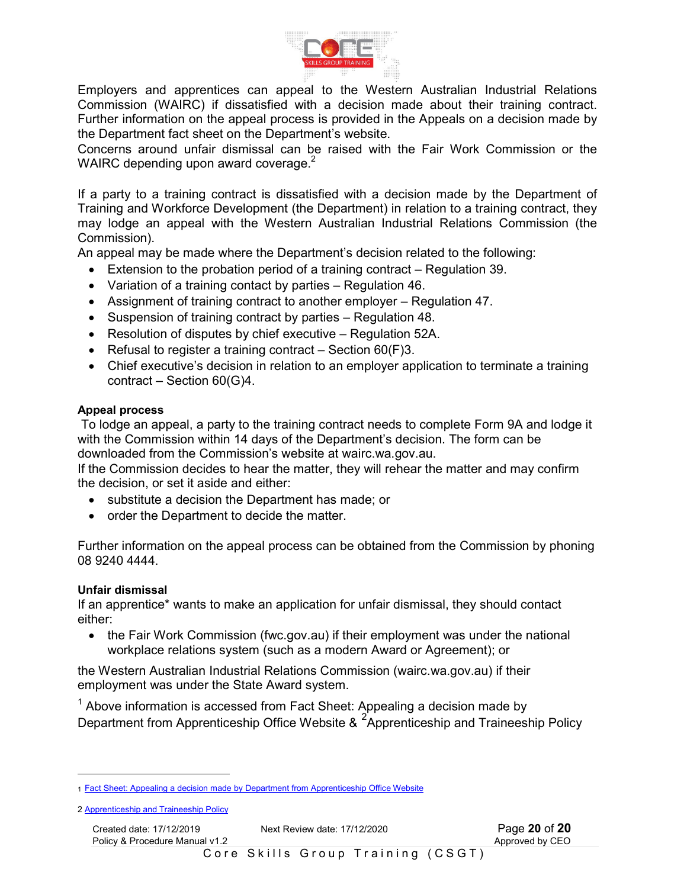Employers and apprentices can appeal to the Western Australian Industrial Relations Commission (WAIRC) if dissatisfied with a decision made about their training contract. Further information on the appeal process is provided in the Appeals on a decision made by the Department fact sheet on the Department's website.

Concerns around unfair dismissal can be raised with the Fair Work Commission or the WAIRC depending upon award coverage.[2]

If a party to a training contract is dissatisfied with a decision made by the Department of Training and Workforce Development (the Department) in relation to a training contract, they may lodge an appeal with the Western Australian Industrial Relations Commission (the Commission).

An appeal may be made where the Department's decision related to the following:

- Extension to the probation period of a training contract – Regulation 39.
- Variation of a training contact by parties – Regulation 46.
- Assignment of training contract to another employer – Regulation 47.
- Suspension of training contract by parties – Regulation 48.
- Resolution of disputes by chief executive – Regulation 52A.
- Refusal to register a training contract – Section 60(F)3.
- Chief executive's decision in relation to an employer application to terminate a training contract – Section 60(G)4.

**Appeal process**

To lodge an appeal, a party to the training contract needs to complete Form 9A and lodge it with the Commission within 14 days of the Department's decision. The form can be downloaded from the Commission's website at wairc.wa.gov.au.

If the Commission decides to hear the matter, they will rehear the matter and may confirm the decision, or set it aside and either:

- substitute a decision the Department has made; or
- order the Department to decide the matter.

Further information on the appeal process can be obtained from the Commission by phoning 08 9240 4444.

**Unfair dismissal**

If an apprentice* wants to make an application for unfair dismissal, they should contact either:

- the Fair Work Commission (fwc.gov.au) if their employment was under the national workplace relations system (such as a modern Award or Agreement); or

the Western Australian Industrial Relations Commission (wairc.wa.gov.au) if their employment was under the State Award system.

[1] Above information is accessed from Fact Sheet: Appealing a decision made by Department from Apprenticeship Office Website & [2]Apprenticeship and Traineeship Policy

---

1 Fact Sheet: Appealing a decision made by Department from Apprenticeship Office Website

2 Apprenticeship and Traineeship Policy